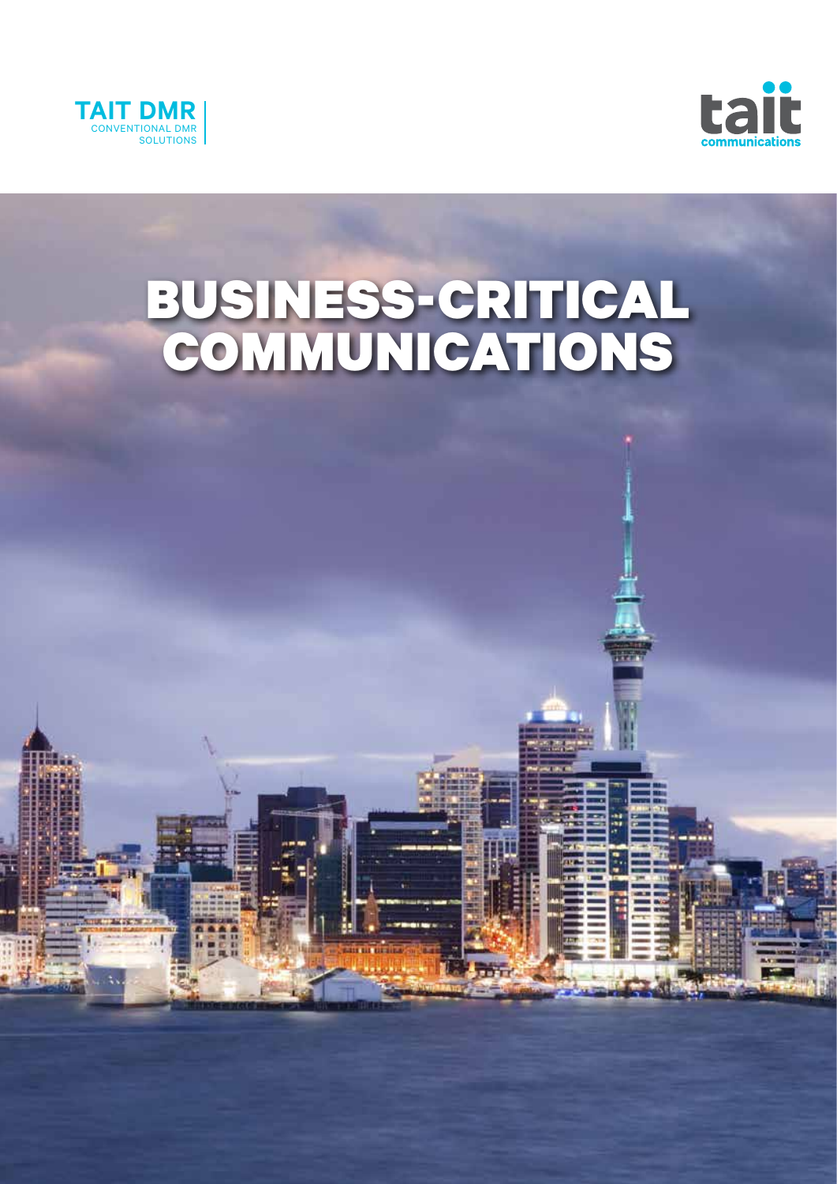TAIT DMR
CONVENTIONAL DMR
SOLUTIONS

tait
communications

# BUSINESS-CRITICAL COMMUNICATIONS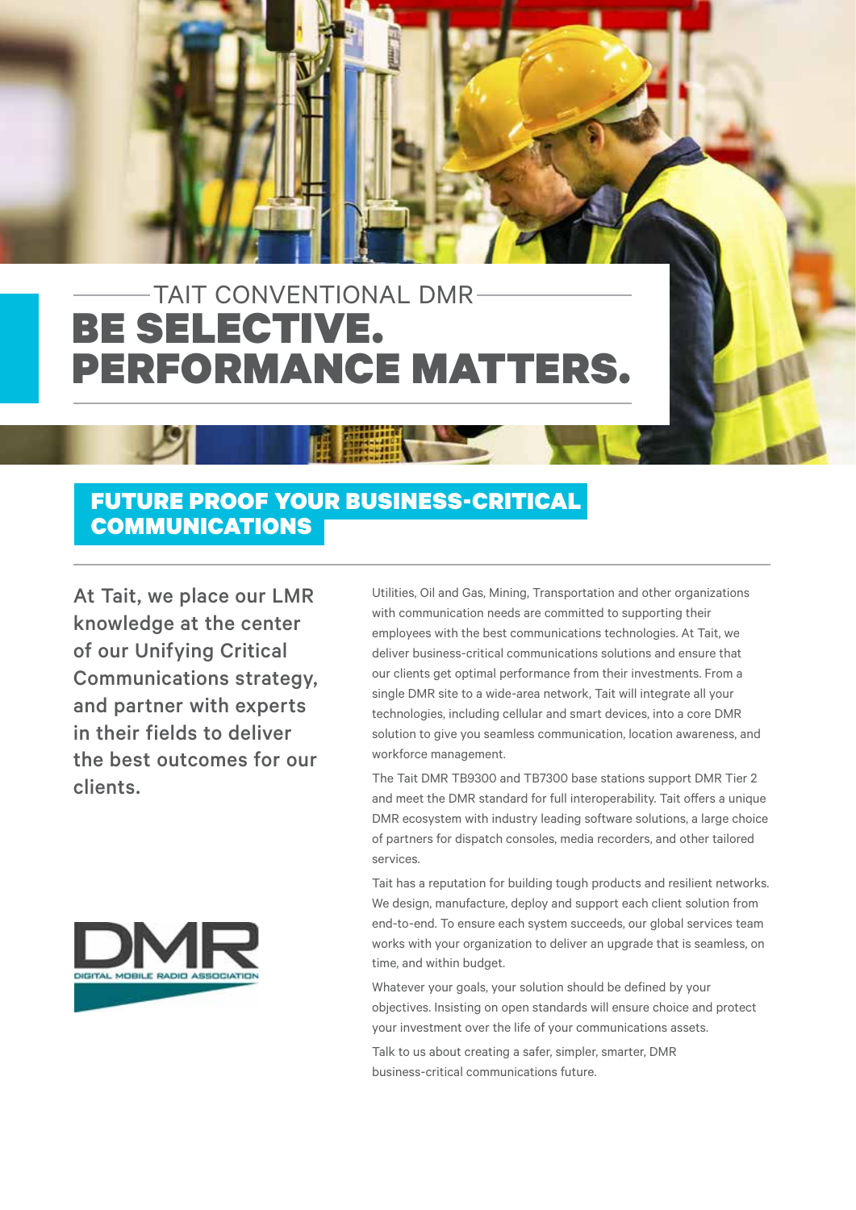TAIT CONVENTIONAL DMR

# BE SELECTIVE. PERFORMANCE MATTERS.

## FUTURE PROOF YOUR BUSINESS-CRITICAL COMMUNICATIONS

At Tait, we place our LMR knowledge at the center of our Unifying Critical Communications strategy, and partner with experts in their fields to deliver the best outcomes for our clients.

Utilities, Oil and Gas, Mining, Transportation and other organizations with communication needs are committed to supporting their employees with the best communications technologies. At Tait, we deliver business-critical communications solutions and ensure that our clients get optimal performance from their investments. From a single DMR site to a wide-area network, Tait will integrate all your technologies, including cellular and smart devices, into a core DMR solution to give you seamless communication, location awareness, and workforce management.

The Tait DMR TB9300 and TB7300 base stations support DMR Tier 2 and meet the DMR standard for full interoperability. Tait offers a unique DMR ecosystem with industry leading software solutions, a large choice of partners for dispatch consoles, media recorders, and other tailored services.

Tait has a reputation for building tough products and resilient networks. We design, manufacture, deploy and support each client solution from end-to-end. To ensure each system succeeds, our global services team works with your organization to deliver an upgrade that is seamless, on time, and within budget.

Whatever your goals, your solution should be defined by your objectives. Insisting on open standards will ensure choice and protect your investment over the life of your communications assets.

Talk to us about creating a safer, simpler, smarter, DMR business-critical communications future.

DMR
DIGITAL MOBILE RADIO ASSOCIATION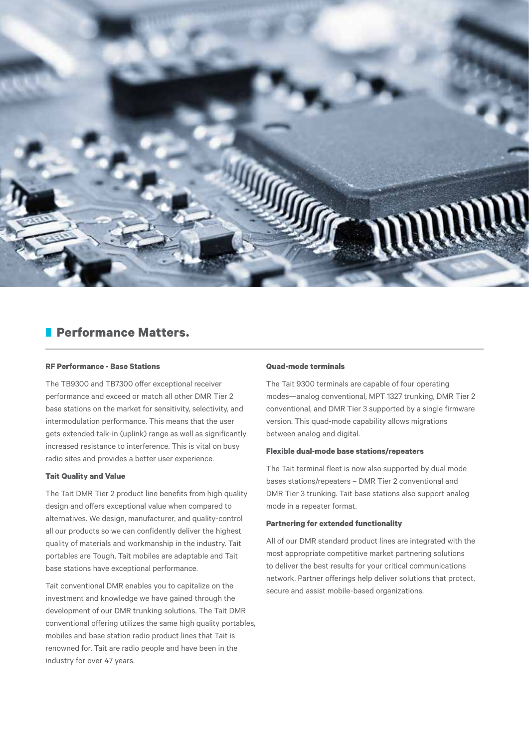## Performance Matters.

### RF Performance - Base Stations

The TB9300 and TB7300 offer exceptional receiver performance and exceed or match all other DMR Tier 2 base stations on the market for sensitivity, selectivity, and intermodulation performance. This means that the user gets extended talk-in (uplink) range as well as significantly increased resistance to interference. This is vital on busy radio sites and provides a better user experience.

### Tait Quality and Value

The Tait DMR Tier 2 product line benefits from high quality design and offers exceptional value when compared to alternatives. We design, manufacturer, and quality-control all our products so we can confidently deliver the highest quality of materials and workmanship in the industry. Tait portables are Tough, Tait mobiles are adaptable and Tait base stations have exceptional performance.

Tait conventional DMR enables you to capitalize on the investment and knowledge we have gained through the development of our DMR trunking solutions. The Tait DMR conventional offering utilizes the same high quality portables, mobiles and base station radio product lines that Tait is renowned for. Tait are radio people and have been in the industry for over 47 years.

### Quad-mode terminals

The Tait 9300 terminals are capable of four operating modes—analog conventional, MPT 1327 trunking, DMR Tier 2 conventional, and DMR Tier 3 supported by a single firmware version. This quad-mode capability allows migrations between analog and digital.

### Flexible dual-mode base stations/repeaters

The Tait terminal fleet is now also supported by dual mode bases stations/repeaters – DMR Tier 2 conventional and DMR Tier 3 trunking. Tait base stations also support analog mode in a repeater format.

### Partnering for extended functionality

All of our DMR standard product lines are integrated with the most appropriate competitive market partnering solutions to deliver the best results for your critical communications network. Partner offerings help deliver solutions that protect, secure and assist mobile-based organizations.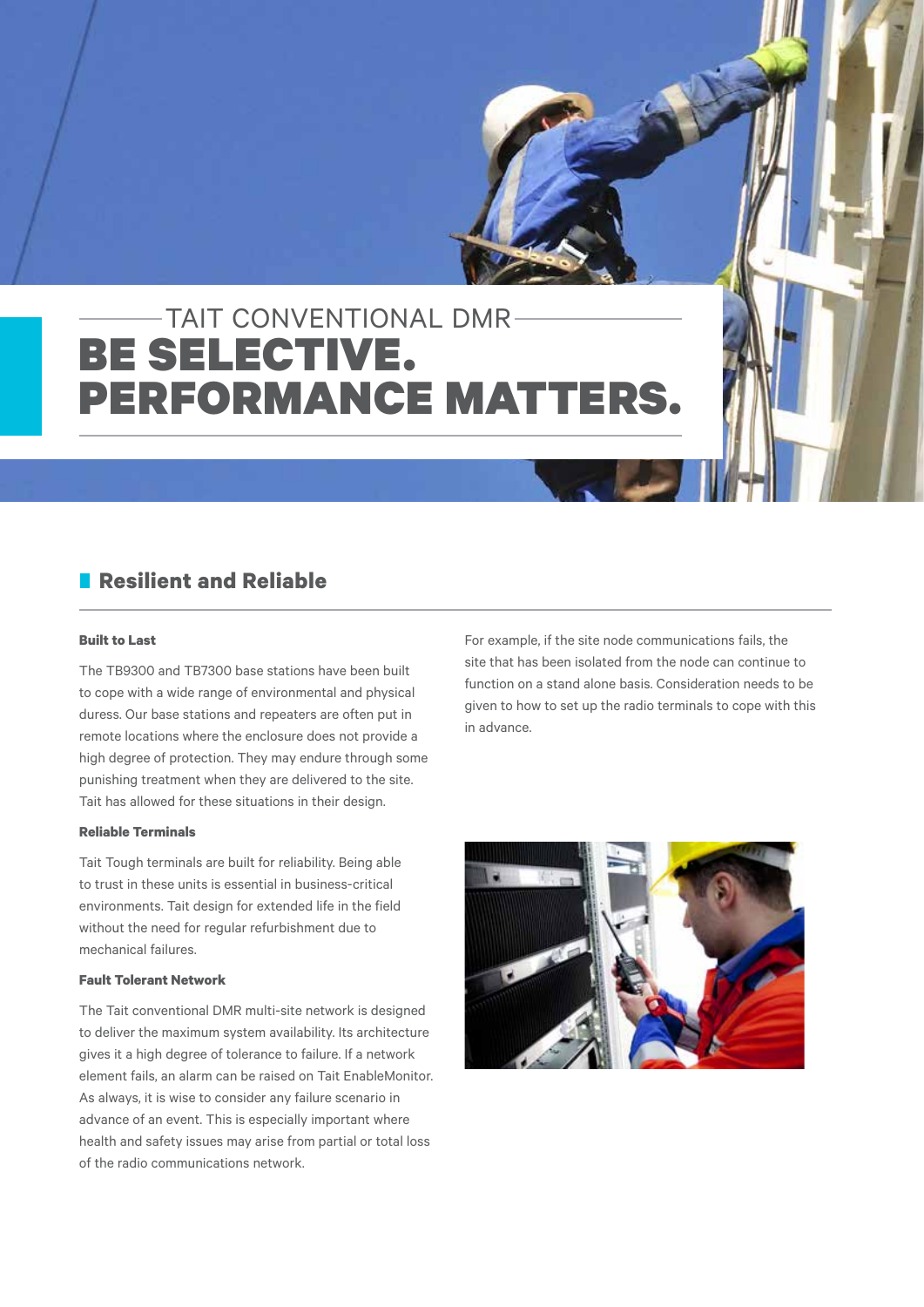TAIT CONVENTIONAL DMR

# BE SELECTIVE. PERFORMANCE MATTERS.

## Resilient and Reliable

### Built to Last

The TB9300 and TB7300 base stations have been built to cope with a wide range of environmental and physical duress. Our base stations and repeaters are often put in remote locations where the enclosure does not provide a high degree of protection. They may endure through some punishing treatment when they are delivered to the site. Tait has allowed for these situations in their design.

### Reliable Terminals

Tait Tough terminals are built for reliability. Being able to trust in these units is essential in business-critical environments. Tait design for extended life in the field without the need for regular refurbishment due to mechanical failures.

### Fault Tolerant Network

The Tait conventional DMR multi-site network is designed to deliver the maximum system availability. Its architecture gives it a high degree of tolerance to failure. If a network element fails, an alarm can be raised on Tait EnableMonitor. As always, it is wise to consider any failure scenario in advance of an event. This is especially important where health and safety issues may arise from partial or total loss of the radio communications network.

For example, if the site node communications fails, the site that has been isolated from the node can continue to function on a stand alone basis. Consideration needs to be given to how to set up the radio terminals to cope with this in advance.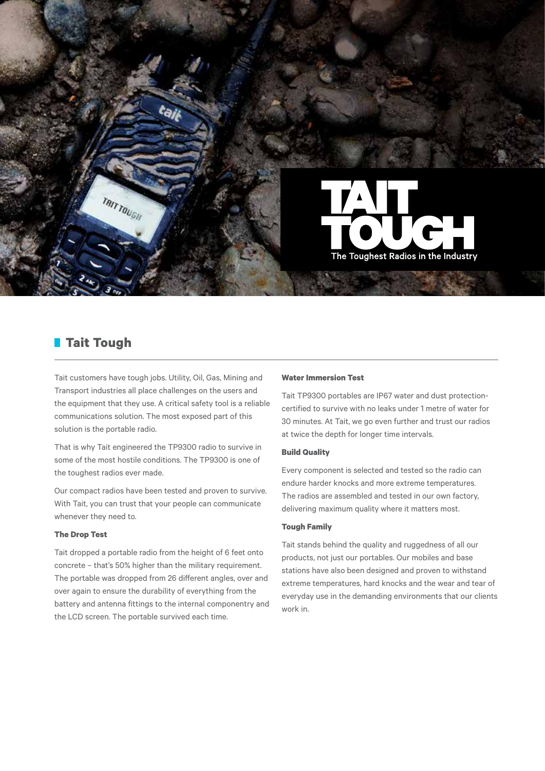# TAIT TOUGH

The Toughest Radios in the Industry

## Tait Tough

Tait customers have tough jobs. Utility, Oil, Gas, Mining and Transport industries all place challenges on the users and the equipment that they use. A critical safety tool is a reliable communications solution. The most exposed part of this solution is the portable radio.

That is why Tait engineered the TP9300 radio to survive in some of the most hostile conditions. The TP9300 is one of the toughest radios ever made.

Our compact radios have been tested and proven to survive. With Tait, you can trust that your people can communicate whenever they need to.

**The Drop Test**

Tait dropped a portable radio from the height of 6 feet onto concrete – that's 50% higher than the military requirement. The portable was dropped from 26 different angles, over and over again to ensure the durability of everything from the battery and antenna fittings to the internal componentry and the LCD screen. The portable survived each time.

**Water Immersion Test**

Tait TP9300 portables are IP67 water and dust protection-certified to survive with no leaks under 1 metre of water for 30 minutes. At Tait, we go even further and trust our radios at twice the depth for longer time intervals.

**Build Quality**

Every component is selected and tested so the radio can endure harder knocks and more extreme temperatures. The radios are assembled and tested in our own factory, delivering maximum quality where it matters most.

**Tough Family**

Tait stands behind the quality and ruggedness of all our products, not just our portables. Our mobiles and base stations have also been designed and proven to withstand extreme temperatures, hard knocks and the wear and tear of everyday use in the demanding environments that our clients work in.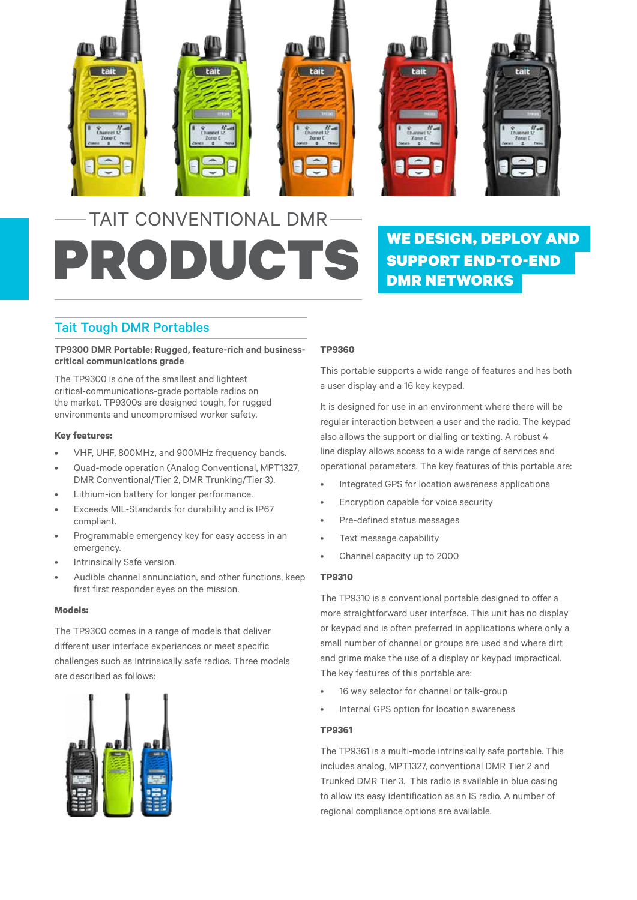TAIT CONVENTIONAL DMR

# PRODUCTS

**WE DESIGN, DEPLOY AND SUPPORT END-TO-END DMR NETWORKS**

## Tait Tough DMR Portables

**TP9300 DMR Portable: Rugged, feature-rich and business-critical communications grade**

The TP9300 is one of the smallest and lightest critical-communications-grade portable radios on the market. TP9300s are designed tough, for rugged environments and uncompromised worker safety.

**Key features:**

- VHF, UHF, 800MHz, and 900MHz frequency bands.
- Quad-mode operation (Analog Conventional, MPT1327, DMR Conventional/Tier 2, DMR Trunking/Tier 3).
- Lithium-ion battery for longer performance.
- Exceeds MIL-Standards for durability and is IP67 compliant.
- Programmable emergency key for easy access in an emergency.
- Intrinsically Safe version.
- Audible channel annunciation, and other functions, keep first first responder eyes on the mission.

**Models:**

The TP9300 comes in a range of models that deliver different user interface experiences or meet specific challenges such as Intrinsically safe radios. Three models are described as follows:

**TP9360**

This portable supports a wide range of features and has both a user display and a 16 key keypad.

It is designed for use in an environment where there will be regular interaction between a user and the radio. The keypad also allows the support or dialling or texting. A robust 4 line display allows access to a wide range of services and operational parameters. The key features of this portable are:

- Integrated GPS for location awareness applications
- Encryption capable for voice security
- Pre-defined status messages
- Text message capability
- Channel capacity up to 2000

**TP9310**

The TP9310 is a conventional portable designed to offer a more straightforward user interface. This unit has no display or keypad and is often preferred in applications where only a small number of channel or groups are used and where dirt and grime make the use of a display or keypad impractical. The key features of this portable are:

- 16 way selector for channel or talk-group
- Internal GPS option for location awareness

**TP9361**

The TP9361 is a multi-mode intrinsically safe portable. This includes analog, MPT1327, conventional DMR Tier 2 and Trunked DMR Tier 3. This radio is available in blue casing to allow its easy identification as an IS radio. A number of regional compliance options are available.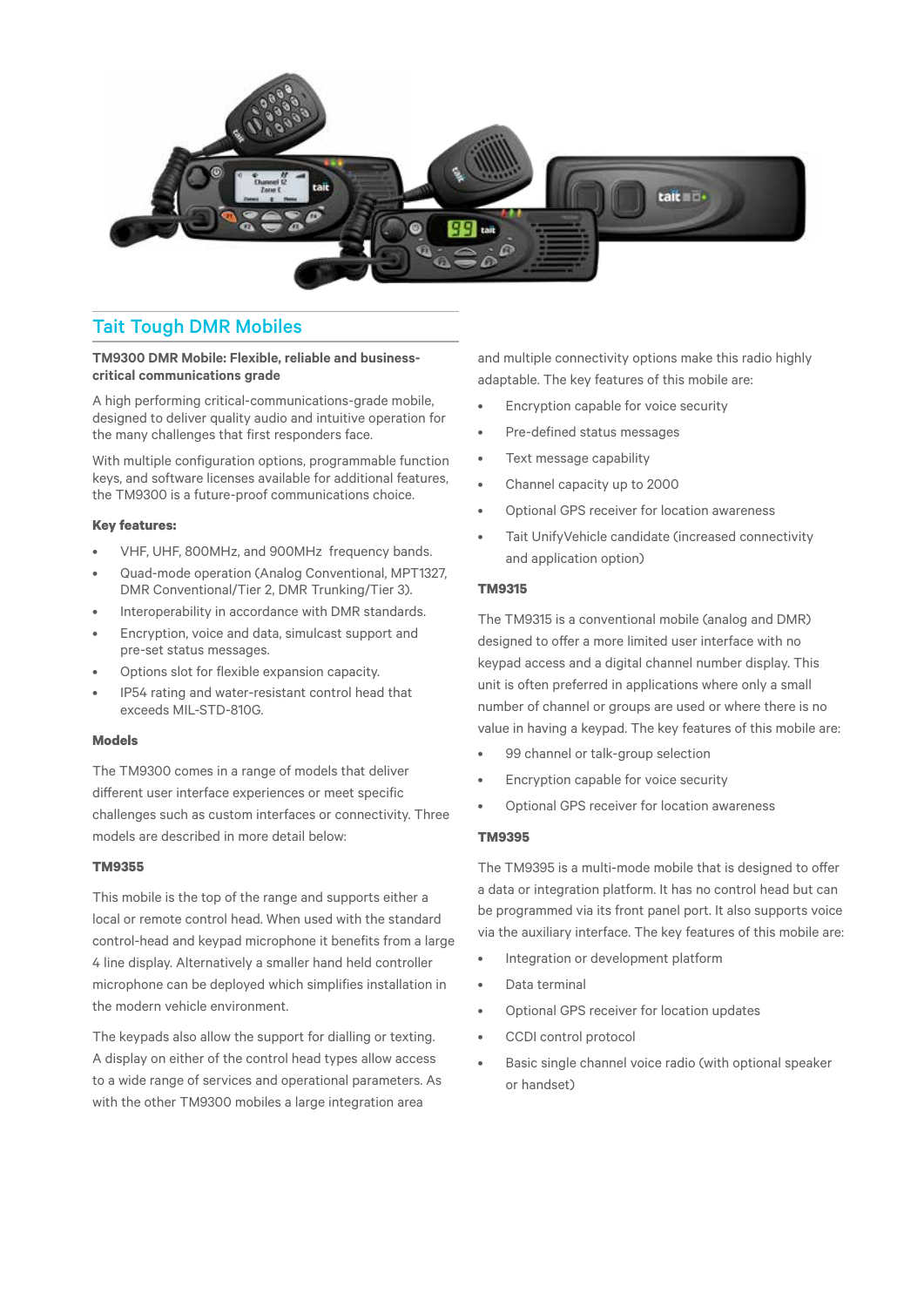## Tait Tough DMR Mobiles

**TM9300 DMR Mobile: Flexible, reliable and business-critical communications grade**

A high performing critical-communications-grade mobile, designed to deliver quality audio and intuitive operation for the many challenges that first responders face.

With multiple configuration options, programmable function keys, and software licenses available for additional features, the TM9300 is a future-proof communications choice.

**Key features:**

- VHF, UHF, 800MHz, and 900MHz frequency bands.
- Quad-mode operation (Analog Conventional, MPT1327, DMR Conventional/Tier 2, DMR Trunking/Tier 3).
- Interoperability in accordance with DMR standards.
- Encryption, voice and data, simulcast support and pre-set status messages.
- Options slot for flexible expansion capacity.
- IP54 rating and water-resistant control head that exceeds MIL-STD-810G.

### Models

The TM9300 comes in a range of models that deliver different user interface experiences or meet specific challenges such as custom interfaces or connectivity. Three models are described in more detail below:

### TM9355

This mobile is the top of the range and supports either a local or remote control head. When used with the standard control-head and keypad microphone it benefits from a large 4 line display. Alternatively a smaller hand held controller microphone can be deployed which simplifies installation in the modern vehicle environment.

The keypads also allow the support for dialling or texting. A display on either of the control head types allow access to a wide range of services and operational parameters. As with the other TM9300 mobiles a large integration area and multiple connectivity options make this radio highly adaptable. The key features of this mobile are:

- Encryption capable for voice security
- Pre-defined status messages
- Text message capability
- Channel capacity up to 2000
- Optional GPS receiver for location awareness
- Tait UnifyVehicle candidate (increased connectivity and application option)

### TM9315

The TM9315 is a conventional mobile (analog and DMR) designed to offer a more limited user interface with no keypad access and a digital channel number display. This unit is often preferred in applications where only a small number of channel or groups are used or where there is no value in having a keypad. The key features of this mobile are:

- 99 channel or talk-group selection
- Encryption capable for voice security
- Optional GPS receiver for location awareness

### TM9395

The TM9395 is a multi-mode mobile that is designed to offer a data or integration platform. It has no control head but can be programmed via its front panel port. It also supports voice via the auxiliary interface. The key features of this mobile are:

- Integration or development platform
- Data terminal
- Optional GPS receiver for location updates
- CCDI control protocol
- Basic single channel voice radio (with optional speaker or handset)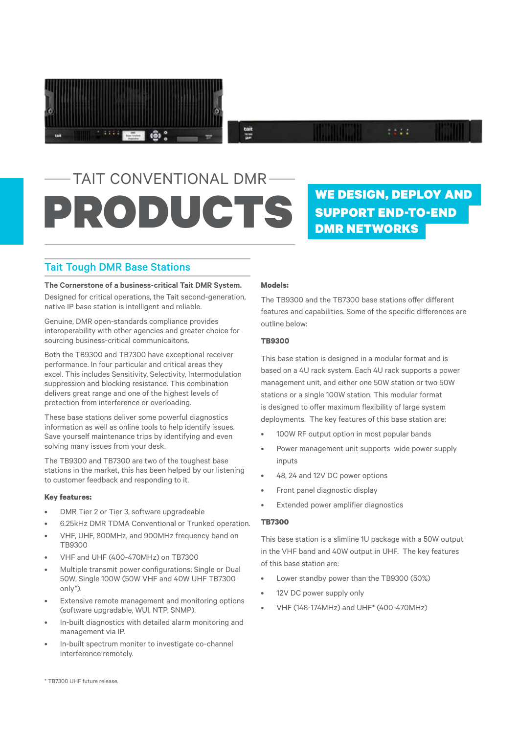TAIT CONVENTIONAL DMR

# PRODUCTS

**WE DESIGN, DEPLOY AND SUPPORT END-TO-END DMR NETWORKS**

## Tait Tough DMR Base Stations

**The Cornerstone of a business-critical Tait DMR System.**

Designed for critical operations, the Tait second-generation, native IP base station is intelligent and reliable.

Genuine, DMR open-standards compliance provides interoperability with other agencies and greater choice for sourcing business-critical communicaitons.

Both the TB9300 and TB7300 have exceptional receiver performance. In four particular and critical areas they excel. This includes Sensitivity, Selectivity, Intermodulation suppression and blocking resistance. This combination delivers great range and one of the highest levels of protection from interference or overloading.

These base stations deliver some powerful diagnostics information as well as online tools to help identify issues. Save yourself maintenance trips by identifying and even solving many issues from your desk.

The TB9300 and TB7300 are two of the toughest base stations in the market, this has been helped by our listening to customer feedback and responding to it.

**Key features:**

- DMR Tier 2 or Tier 3, software upgradeable
- 6.25kHz DMR TDMA Conventional or Trunked operation.
- VHF, UHF, 800MHz, and 900MHz frequency band on TB9300
- VHF and UHF (400-470MHz) on TB7300
- Multiple transmit power configurations: Single or Dual 50W, Single 100W (50W VHF and 40W UHF TB7300 only*).
- Extensive remote management and monitoring options (software upgradable, WUI, NTP, SNMP).
- In-built diagnostics with detailed alarm monitoring and management via IP.
- In-built spectrum moniter to investigate co-channel interference remotely.

**Models:**

The TB9300 and the TB7300 base stations offer different features and capabilities. Some of the specific differences are outline below:

**TB9300**

This base station is designed in a modular format and is based on a 4U rack system. Each 4U rack supports a power management unit, and either one 50W station or two 50W stations or a single 100W station. This modular format is designed to offer maximum flexibility of large system deployments. The key features of this base station are:

- 100W RF output option in most popular bands
- Power management unit supports wide power supply inputs
- 48, 24 and 12V DC power options
- Front panel diagnostic display
- Extended power amplifier diagnostics

**TB7300**

This base station is a slimline 1U package with a 50W output in the VHF band and 40W output in UHF. The key features of this base station are:

- Lower standby power than the TB9300 (50%)
- 12V DC power supply only
- VHF (148-174MHz) and UHF* (400-470MHz)

\* TB7300 UHF future release.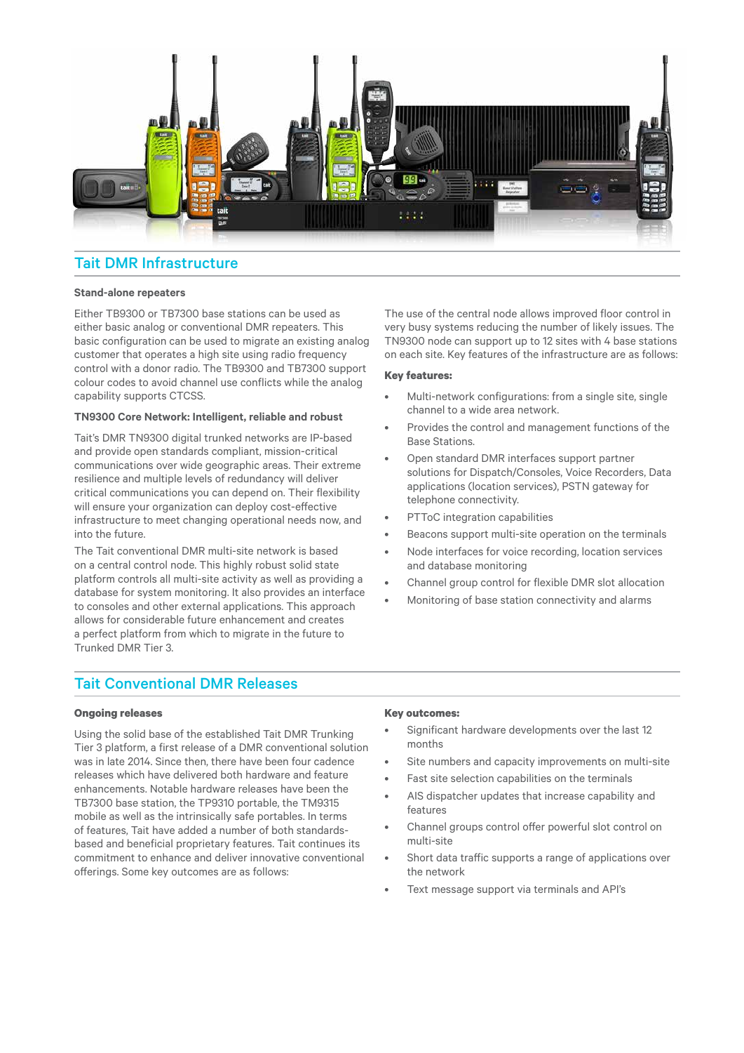## Tait DMR Infrastructure

### Stand-alone repeaters

Either TB9300 or TB7300 base stations can be used as either basic analog or conventional DMR repeaters. This basic configuration can be used to migrate an existing analog customer that operates a high site using radio frequency control with a donor radio. The TB9300 and TB7300 support colour codes to avoid channel use conflicts while the analog capability supports CTCSS.

### TN9300 Core Network: Intelligent, reliable and robust

Tait's DMR TN9300 digital trunked networks are IP-based and provide open standards compliant, mission-critical communications over wide geographic areas. Their extreme resilience and multiple levels of redundancy will deliver critical communications you can depend on. Their flexibility will ensure your organization can deploy cost-effective infrastructure to meet changing operational needs now, and into the future.

The Tait conventional DMR multi-site network is based on a central control node. This highly robust solid state platform controls all multi-site activity as well as providing a database for system monitoring. It also provides an interface to consoles and other external applications. This approach allows for considerable future enhancement and creates a perfect platform from which to migrate in the future to Trunked DMR Tier 3.

The use of the central node allows improved floor control in very busy systems reducing the number of likely issues. The TN9300 node can support up to 12 sites with 4 base stations on each site. Key features of the infrastructure are as follows:

**Key features:**

- Multi-network configurations: from a single site, single channel to a wide area network.
- Provides the control and management functions of the Base Stations.
- Open standard DMR interfaces support partner solutions for Dispatch/Consoles, Voice Recorders, Data applications (location services), PSTN gateway for telephone connectivity.
- PTToC integration capabilities
- Beacons support multi-site operation on the terminals
- Node interfaces for voice recording, location services and database monitoring
- Channel group control for flexible DMR slot allocation
- Monitoring of base station connectivity and alarms

## Tait Conventional DMR Releases

### Ongoing releases

Using the solid base of the established Tait DMR Trunking Tier 3 platform, a first release of a DMR conventional solution was in late 2014. Since then, there have been four cadence releases which have delivered both hardware and feature enhancements. Notable hardware releases have been the TB7300 base station, the TP9310 portable, the TM9315 mobile as well as the intrinsically safe portables. In terms of features, Tait have added a number of both standards-based and beneficial proprietary features. Tait continues its commitment to enhance and deliver innovative conventional offerings. Some key outcomes are as follows:

**Key outcomes:**

- Significant hardware developments over the last 12 months
- Site numbers and capacity improvements on multi-site
- Fast site selection capabilities on the terminals
- AIS dispatcher updates that increase capability and features
- Channel groups control offer powerful slot control on multi-site
- Short data traffic supports a range of applications over the network
- Text message support via terminals and API's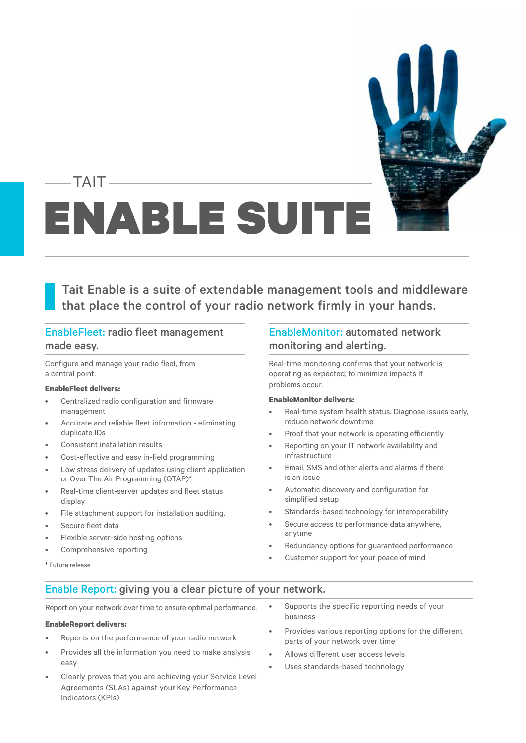TAIT

# ENABLE SUITE

**Tait Enable is a suite of extendable management tools and middleware that place the control of your radio network firmly in your hands.**

## EnableFleet: radio fleet management made easy.

Configure and manage your radio fleet, from a central point.

**EnableFleet delivers:**

- Centralized radio configuration and firmware management
- Accurate and reliable fleet information - eliminating duplicate IDs
- Consistent installation results
- Cost-effective and easy in-field programming
- Low stress delivery of updates using client application or Over The Air Programming (OTAP)*
- Real-time client-server updates and fleet status display
- File attachment support for installation auditing.
- Secure fleet data
- Flexible server-side hosting options
- Comprehensive reporting

\* Future release

## EnableMonitor: automated network monitoring and alerting.

Real-time monitoring confirms that your network is operating as expected, to minimize impacts if problems occur.

**EnableMonitor delivers:**

- Real-time system health status. Diagnose issues early, reduce network downtime
- Proof that your network is operating efficiently
- Reporting on your IT network availability and infrastructure
- Email, SMS and other alerts and alarms if there is an issue
- Automatic discovery and configuration for simplified setup
- Standards-based technology for interoperability
- Secure access to performance data anywhere, anytime
- Redundancy options for guaranteed performance
- Customer support for your peace of mind

## Enable Report: giving you a clear picture of your network.

Report on your network over time to ensure optimal performance.

**EnableReport delivers:**

- Reports on the performance of your radio network
- Provides all the information you need to make analysis easy
- Clearly proves that you are achieving your Service Level Agreements (SLAs) against your Key Performance Indicators (KPIs)
- Supports the specific reporting needs of your business
- Provides various reporting options for the different parts of your network over time
- Allows different user access levels
- Uses standards-based technology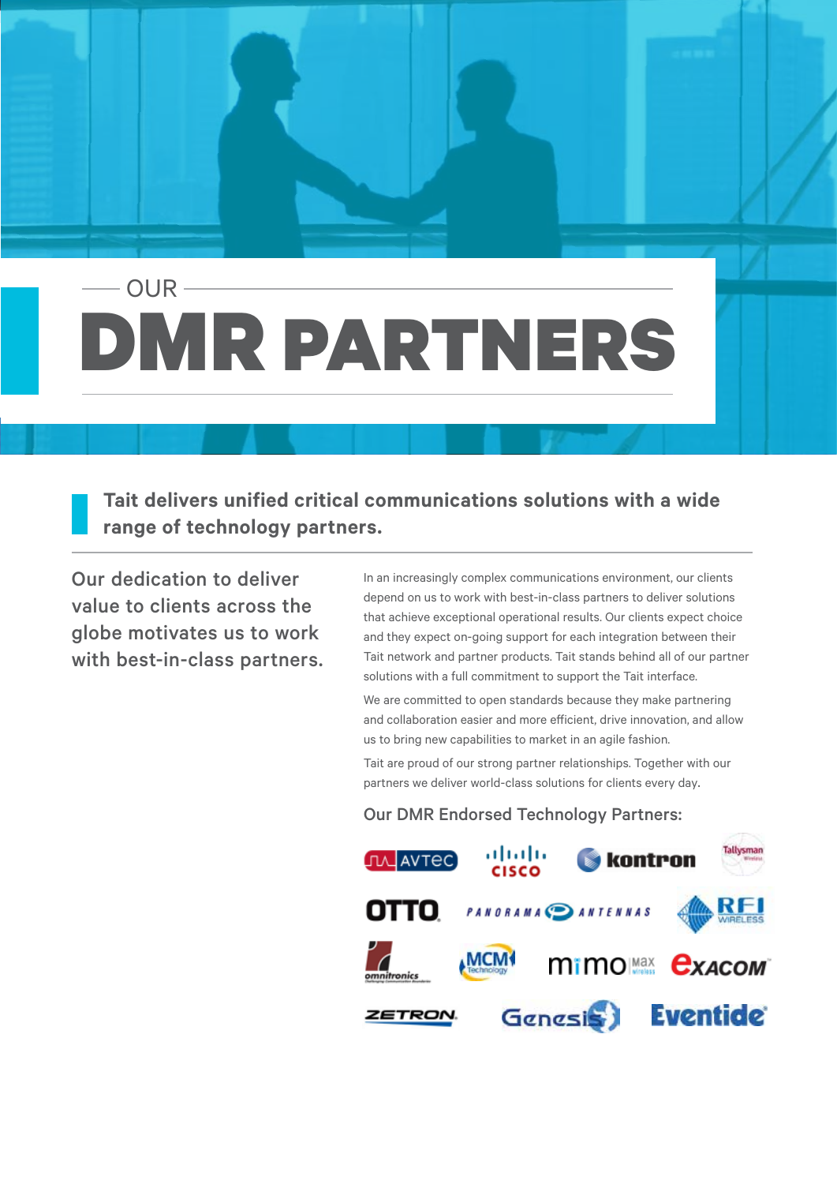# OUR DMR PARTNERS

**Tait delivers unified critical communications solutions with a wide range of technology partners.**

Our dedication to deliver value to clients across the globe motivates us to work with best-in-class partners.

In an increasingly complex communications environment, our clients depend on us to work with best-in-class partners to deliver solutions that achieve exceptional operational results. Our clients expect choice and they expect on-going support for each integration between their Tait network and partner products. Tait stands behind all of our partner solutions with a full commitment to support the Tait interface.

We are committed to open standards because they make partnering and collaboration easier and more efficient, drive innovation, and allow us to bring new capabilities to market in an agile fashion.

Tait are proud of our strong partner relationships. Together with our partners we deliver world-class solutions for clients every day.

Our DMR Endorsed Technology Partners:

AVTEC, CISCO, kontron, Tallysman Wireless, OTTO, PANORAMA ANTENNAS, RFI WIRELESS, omnitronics, MCM Technology, mimoMax wireless, EXACOM, ZETRON, Genesis, Eventide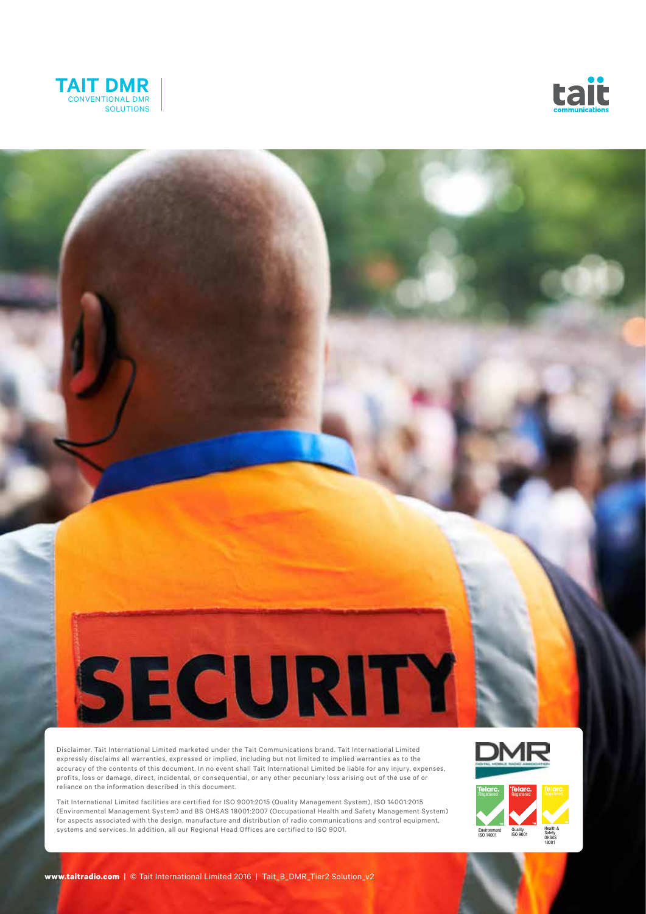**TAIT DMR**
CONVENTIONAL DMR SOLUTIONS

Disclaimer. Tait International Limited marketed under the Tait Communications brand. Tait International Limited expressly disclaims all warranties, expressed or implied, including but not limited to implied warranties as to the accuracy of the contents of this document. In no event shall Tait International Limited be liable for any injury, expenses, profits, loss or damage, direct, incidental, or consequential, or any other pecuniary loss arising out of the use of or reliance on the information described in this document.

Tait International Limited facilities are certified for ISO 9001:2015 (Quality Management System), ISO 14001:2015 (Environmental Management System) and BS OHSAS 18001:2007 (Occupational Health and Safety Management System) for aspects associated with the design, manufacture and distribution of radio communications and control equipment, systems and services. In addition, all our Regional Head Offices are certified to ISO 9001.

Environment ISO 14001 | Quality ISO 9001 | Health & Safety OHSAS 18001

**www.taitradio.com** | © Tait International Limited 2016 | Tait_B_DMR_Tier2 Solution_v2